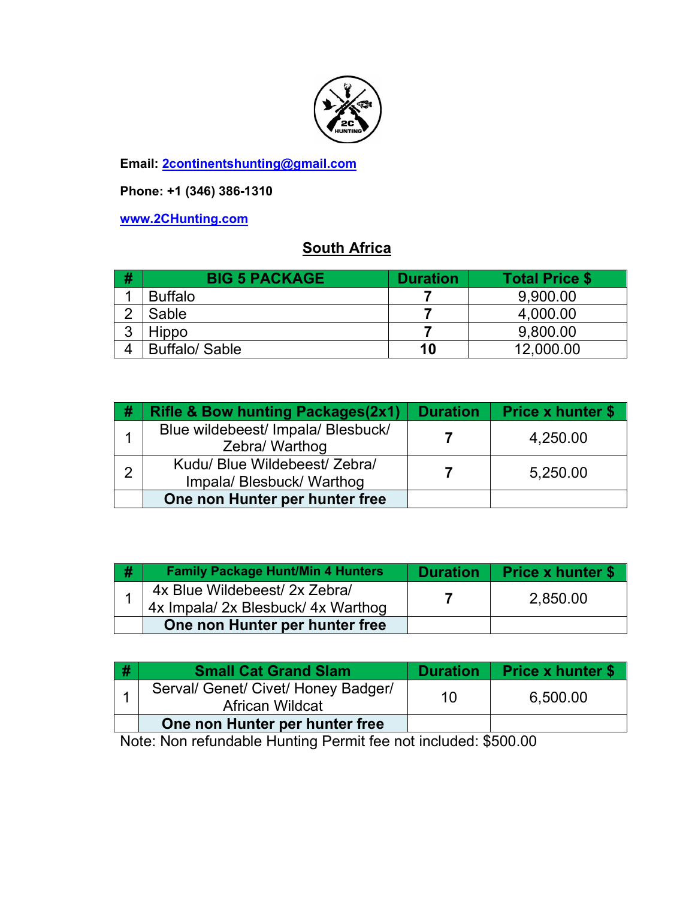**Email:** [2continentshunting@gmail.com](mailto:2continentshunting@gmail.com)

**Phone: +1 (346) 386-1310**

[www.2CHunting.com](http://www.2CHunting.com)

## South Africa

| # | BIG 5 PACKAGE | Duration | Total Price $ |
|---|---|---|---|
| 1 | Buffalo | **7** | 9,900.00 |
| 2 | Sable | **7** | 4,000.00 |
| 3 | Hippo | **7** | 9,800.00 |
| 4 | Buffalo/ Sable | **10** | 12,000.00 |

| # | Rifle & Bow hunting Packages(2x1) | Duration | Price x hunter $ |
|---|---|---|---|
| 1 | Blue wildebeest/ Impala/ Blesbuck/ Zebra/ Warthog | **7** | 4,250.00 |
| 2 | Kudu/ Blue Wildebeest/ Zebra/ Impala/ Blesbuck/ Warthog | **7** | 5,250.00 |
| | **One non Hunter per hunter free** | | |

| # | Family Package Hunt/Min 4 Hunters | Duration | Price x hunter $ |
|---|---|---|---|
| 1 | 4x Blue Wildebeest/ 2x Zebra/ 4x Impala/ 2x Blesbuck/ 4x Warthog | **7** | 2,850.00 |
| | **One non Hunter per hunter free** | | |

| # | Small Cat Grand Slam | Duration | Price x hunter $ |
|---|---|---|---|
| 1 | Serval/ Genet/ Civet/ Honey Badger/ African Wildcat | 10 | 6,500.00 |
| | **One non Hunter per hunter free** | | |

Note: Non refundable Hunting Permit fee not included: $500.00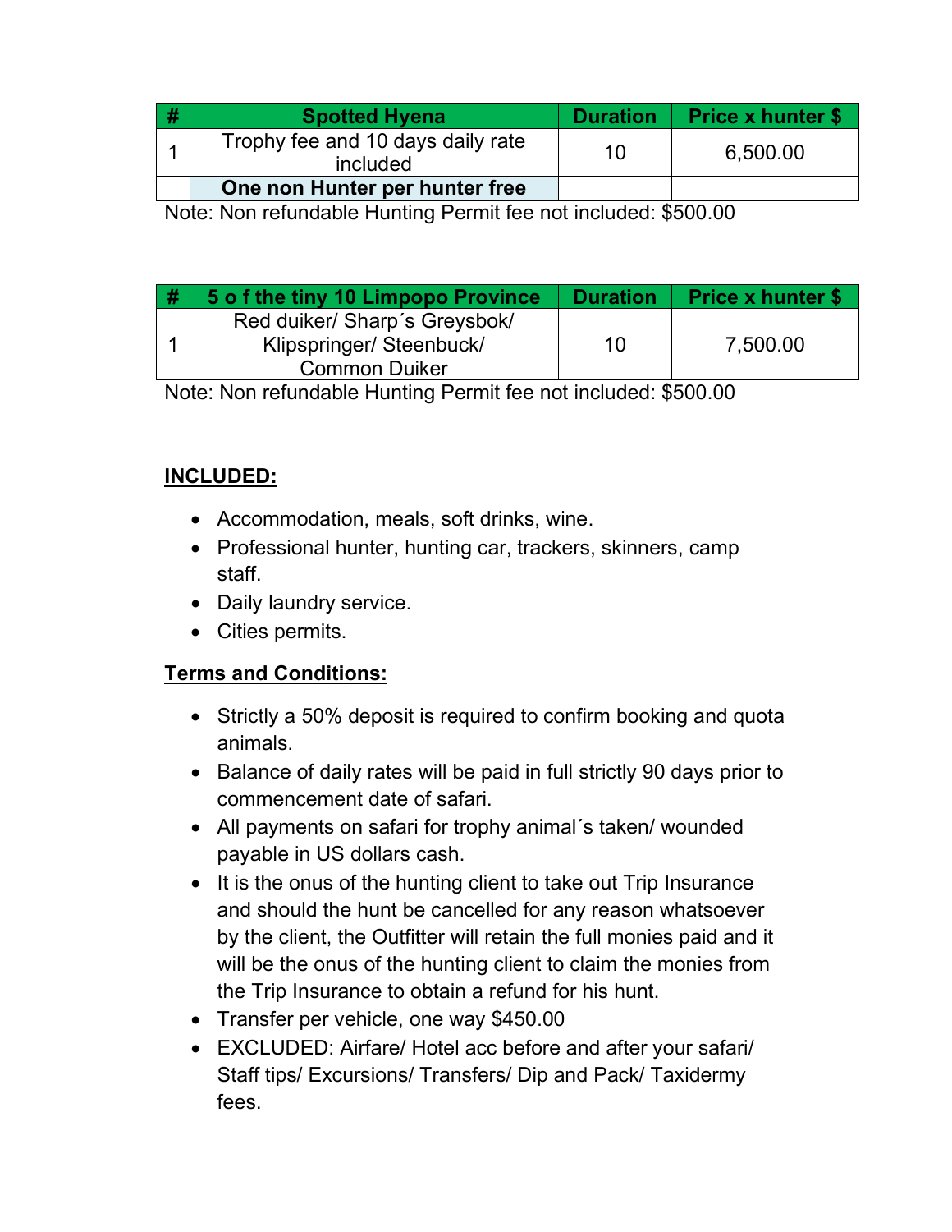| # | Spotted Hyena | Duration | Price x hunter $ |
|---|---|---|---|
| 1 | Trophy fee and 10 days daily rate included | 10 | 6,500.00 |
| | **One non Hunter per hunter free** | | |

Note: Non refundable Hunting Permit fee not included: $500.00

| # | 5 o f the tiny 10 Limpopo Province | Duration | Price x hunter $ |
|---|---|---|---|
| 1 | Red duiker/ Sharp´s Greysbok/ Klipspringer/ Steenbuck/ Common Duiker | 10 | 7,500.00 |

Note: Non refundable Hunting Permit fee not included: $500.00

**INCLUDED:**

- Accommodation, meals, soft drinks, wine.
- Professional hunter, hunting car, trackers, skinners, camp staff.
- Daily laundry service.
- Cities permits.

**Terms and Conditions:**

- Strictly a 50% deposit is required to confirm booking and quota animals.
- Balance of daily rates will be paid in full strictly 90 days prior to commencement date of safari.
- All payments on safari for trophy animal´s taken/ wounded payable in US dollars cash.
- It is the onus of the hunting client to take out Trip Insurance and should the hunt be cancelled for any reason whatsoever by the client, the Outfitter will retain the full monies paid and it will be the onus of the hunting client to claim the monies from the Trip Insurance to obtain a refund for his hunt.
- Transfer per vehicle, one way $450.00
- EXCLUDED: Airfare/ Hotel acc before and after your safari/ Staff tips/ Excursions/ Transfers/ Dip and Pack/ Taxidermy fees.